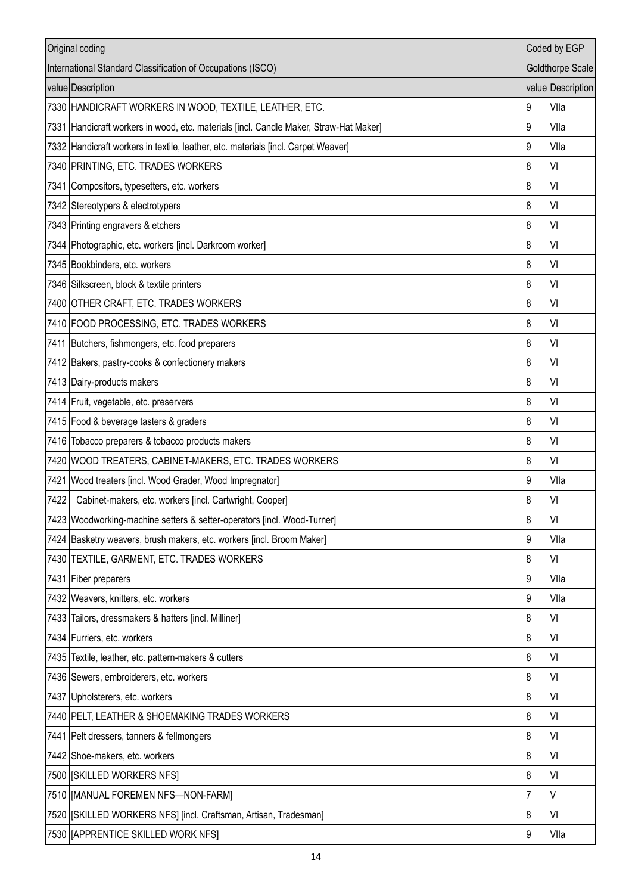| Original coding | | Coded by EGP | |
|---|---|---|---|
| International Standard Classification of Occupations (ISCO) | | Goldthorpe Scale | |
| value | Description | value | Description |
| 7330 | HANDICRAFT WORKERS IN WOOD, TEXTILE, LEATHER, ETC. | 9 | VIIa |
| 7331 | Handicraft workers in wood, etc. materials [incl. Candle Maker, Straw-Hat Maker] | 9 | VIIa |
| 7332 | Handicraft workers in textile, leather, etc. materials [incl. Carpet Weaver] | 9 | VIIa |
| 7340 | PRINTING, ETC. TRADES WORKERS | 8 | VI |
| 7341 | Compositors, typesetters, etc. workers | 8 | VI |
| 7342 | Stereotypers & electrotypers | 8 | VI |
| 7343 | Printing engravers & etchers | 8 | VI |
| 7344 | Photographic, etc. workers [incl. Darkroom worker] | 8 | VI |
| 7345 | Bookbinders, etc. workers | 8 | VI |
| 7346 | Silkscreen, block & textile printers | 8 | VI |
| 7400 | OTHER CRAFT, ETC. TRADES WORKERS | 8 | VI |
| 7410 | FOOD PROCESSING, ETC. TRADES WORKERS | 8 | VI |
| 7411 | Butchers, fishmongers, etc. food preparers | 8 | VI |
| 7412 | Bakers, pastry-cooks & confectionery makers | 8 | VI |
| 7413 | Dairy-products makers | 8 | VI |
| 7414 | Fruit, vegetable, etc. preservers | 8 | VI |
| 7415 | Food & beverage tasters & graders | 8 | VI |
| 7416 | Tobacco preparers & tobacco products makers | 8 | VI |
| 7420 | WOOD TREATERS, CABINET-MAKERS, ETC. TRADES WORKERS | 8 | VI |
| 7421 | Wood treaters [incl. Wood Grader, Wood Impregnator] | 9 | VIIa |
| 7422 | Cabinet-makers, etc. workers [incl. Cartwright, Cooper] | 8 | VI |
| 7423 | Woodworking-machine setters & setter-operators [incl. Wood-Turner] | 8 | VI |
| 7424 | Basketry weavers, brush makers, etc. workers [incl. Broom Maker] | 9 | VIIa |
| 7430 | TEXTILE, GARMENT, ETC. TRADES WORKERS | 8 | VI |
| 7431 | Fiber preparers | 9 | VIIa |
| 7432 | Weavers, knitters, etc. workers | 9 | VIIa |
| 7433 | Tailors, dressmakers & hatters [incl. Milliner] | 8 | VI |
| 7434 | Furriers, etc. workers | 8 | VI |
| 7435 | Textile, leather, etc. pattern-makers & cutters | 8 | VI |
| 7436 | Sewers, embroiderers, etc. workers | 8 | VI |
| 7437 | Upholsterers, etc. workers | 8 | VI |
| 7440 | PELT, LEATHER & SHOEMAKING TRADES WORKERS | 8 | VI |
| 7441 | Pelt dressers, tanners & fellmongers | 8 | VI |
| 7442 | Shoe-makers, etc. workers | 8 | VI |
| 7500 | [SKILLED WORKERS NFS] | 8 | VI |
| 7510 | [MANUAL FOREMEN NFS—NON-FARM] | 7 | V |
| 7520 | [SKILLED WORKERS NFS] [incl. Craftsman, Artisan, Tradesman] | 8 | VI |
| 7530 | [APPRENTICE SKILLED WORK NFS] | 9 | VIIa |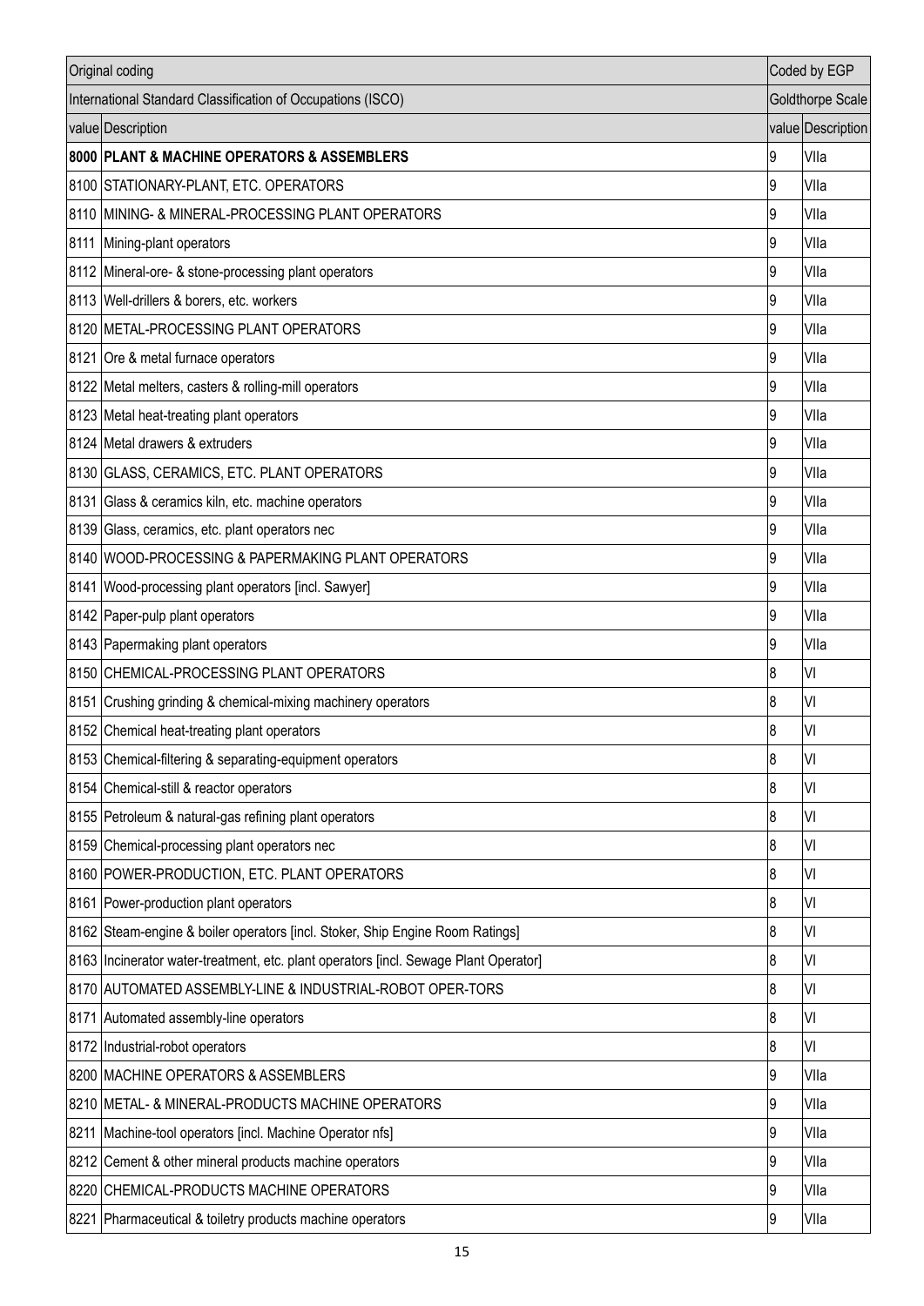| Original coding | | Coded by EGP | |
|---|---|---|---|
| International Standard Classification of Occupations (ISCO) | | Goldthorpe Scale | |
| value | Description | value | Description |
| **8000** | **PLANT & MACHINE OPERATORS & ASSEMBLERS** | 9 | VIIa |
| 8100 | STATIONARY-PLANT, ETC. OPERATORS | 9 | VIIa |
| 8110 | MINING- & MINERAL-PROCESSING PLANT OPERATORS | 9 | VIIa |
| 8111 | Mining-plant operators | 9 | VIIa |
| 8112 | Mineral-ore- & stone-processing plant operators | 9 | VIIa |
| 8113 | Well-drillers & borers, etc. workers | 9 | VIIa |
| 8120 | METAL-PROCESSING PLANT OPERATORS | 9 | VIIa |
| 8121 | Ore & metal furnace operators | 9 | VIIa |
| 8122 | Metal melters, casters & rolling-mill operators | 9 | VIIa |
| 8123 | Metal heat-treating plant operators | 9 | VIIa |
| 8124 | Metal drawers & extruders | 9 | VIIa |
| 8130 | GLASS, CERAMICS, ETC. PLANT OPERATORS | 9 | VIIa |
| 8131 | Glass & ceramics kiln, etc. machine operators | 9 | VIIa |
| 8139 | Glass, ceramics, etc. plant operators nec | 9 | VIIa |
| 8140 | WOOD-PROCESSING & PAPERMAKING PLANT OPERATORS | 9 | VIIa |
| 8141 | Wood-processing plant operators [incl. Sawyer] | 9 | VIIa |
| 8142 | Paper-pulp plant operators | 9 | VIIa |
| 8143 | Papermaking plant operators | 9 | VIIa |
| 8150 | CHEMICAL-PROCESSING PLANT OPERATORS | 8 | VI |
| 8151 | Crushing grinding & chemical-mixing machinery operators | 8 | VI |
| 8152 | Chemical heat-treating plant operators | 8 | VI |
| 8153 | Chemical-filtering & separating-equipment operators | 8 | VI |
| 8154 | Chemical-still & reactor operators | 8 | VI |
| 8155 | Petroleum & natural-gas refining plant operators | 8 | VI |
| 8159 | Chemical-processing plant operators nec | 8 | VI |
| 8160 | POWER-PRODUCTION, ETC. PLANT OPERATORS | 8 | VI |
| 8161 | Power-production plant operators | 8 | VI |
| 8162 | Steam-engine & boiler operators [incl. Stoker, Ship Engine Room Ratings] | 8 | VI |
| 8163 | Incinerator water-treatment, etc. plant operators [incl. Sewage Plant Operator] | 8 | VI |
| 8170 | AUTOMATED ASSEMBLY-LINE & INDUSTRIAL-ROBOT OPER-TORS | 8 | VI |
| 8171 | Automated assembly-line operators | 8 | VI |
| 8172 | Industrial-robot operators | 8 | VI |
| 8200 | MACHINE OPERATORS & ASSEMBLERS | 9 | VIIa |
| 8210 | METAL- & MINERAL-PRODUCTS MACHINE OPERATORS | 9 | VIIa |
| 8211 | Machine-tool operators [incl. Machine Operator nfs] | 9 | VIIa |
| 8212 | Cement & other mineral products machine operators | 9 | VIIa |
| 8220 | CHEMICAL-PRODUCTS MACHINE OPERATORS | 9 | VIIa |
| 8221 | Pharmaceutical & toiletry products machine operators | 9 | VIIa |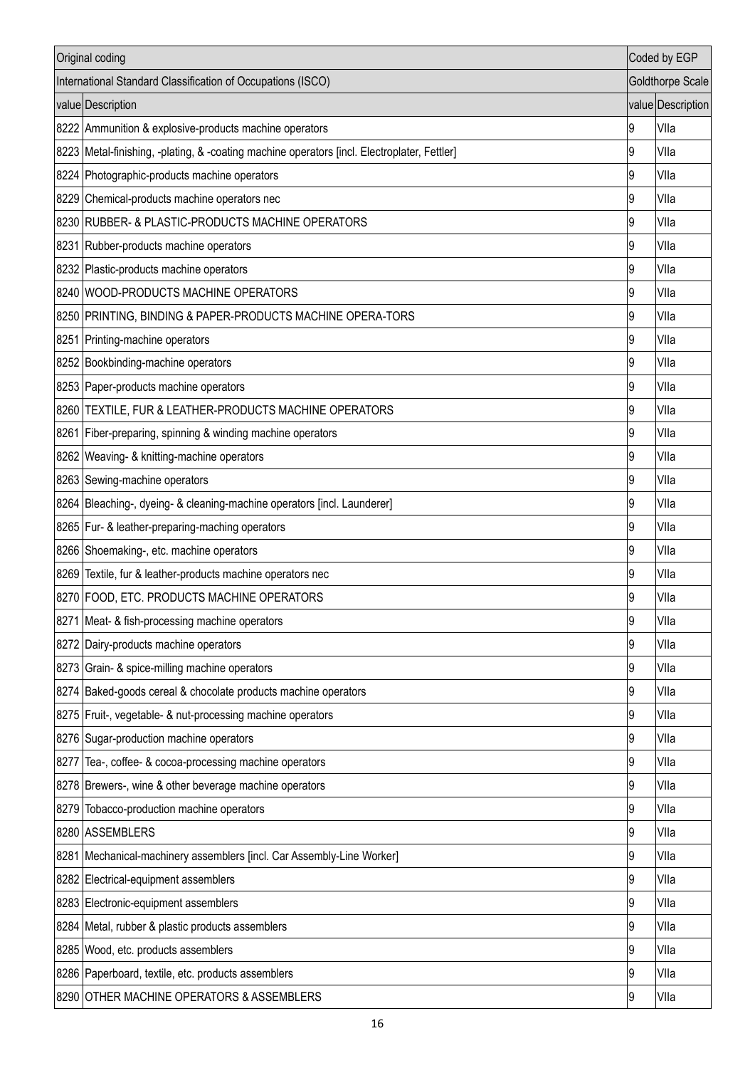| Original coding | | Coded by EGP | |
|---|---|---|---|
| International Standard Classification of Occupations (ISCO) | | Goldthorpe Scale | |
| value | Description | value | Description |
| 8222 | Ammunition & explosive-products machine operators | 9 | VIIa |
| 8223 | Metal-finishing, -plating, & -coating machine operators [incl. Electroplater, Fettler] | 9 | VIIa |
| 8224 | Photographic-products machine operators | 9 | VIIa |
| 8229 | Chemical-products machine operators nec | 9 | VIIa |
| 8230 | RUBBER- & PLASTIC-PRODUCTS MACHINE OPERATORS | 9 | VIIa |
| 8231 | Rubber-products machine operators | 9 | VIIa |
| 8232 | Plastic-products machine operators | 9 | VIIa |
| 8240 | WOOD-PRODUCTS MACHINE OPERATORS | 9 | VIIa |
| 8250 | PRINTING, BINDING & PAPER-PRODUCTS MACHINE OPERA-TORS | 9 | VIIa |
| 8251 | Printing-machine operators | 9 | VIIa |
| 8252 | Bookbinding-machine operators | 9 | VIIa |
| 8253 | Paper-products machine operators | 9 | VIIa |
| 8260 | TEXTILE, FUR & LEATHER-PRODUCTS MACHINE OPERATORS | 9 | VIIa |
| 8261 | Fiber-preparing, spinning & winding machine operators | 9 | VIIa |
| 8262 | Weaving- & knitting-machine operators | 9 | VIIa |
| 8263 | Sewing-machine operators | 9 | VIIa |
| 8264 | Bleaching-, dyeing- & cleaning-machine operators [incl. Launderer] | 9 | VIIa |
| 8265 | Fur- & leather-preparing-maching operators | 9 | VIIa |
| 8266 | Shoemaking-, etc. machine operators | 9 | VIIa |
| 8269 | Textile, fur & leather-products machine operators nec | 9 | VIIa |
| 8270 | FOOD, ETC. PRODUCTS MACHINE OPERATORS | 9 | VIIa |
| 8271 | Meat- & fish-processing machine operators | 9 | VIIa |
| 8272 | Dairy-products machine operators | 9 | VIIa |
| 8273 | Grain- & spice-milling machine operators | 9 | VIIa |
| 8274 | Baked-goods cereal & chocolate products machine operators | 9 | VIIa |
| 8275 | Fruit-, vegetable- & nut-processing machine operators | 9 | VIIa |
| 8276 | Sugar-production machine operators | 9 | VIIa |
| 8277 | Tea-, coffee- & cocoa-processing machine operators | 9 | VIIa |
| 8278 | Brewers-, wine & other beverage machine operators | 9 | VIIa |
| 8279 | Tobacco-production machine operators | 9 | VIIa |
| 8280 | ASSEMBLERS | 9 | VIIa |
| 8281 | Mechanical-machinery assemblers [incl. Car Assembly-Line Worker] | 9 | VIIa |
| 8282 | Electrical-equipment assemblers | 9 | VIIa |
| 8283 | Electronic-equipment assemblers | 9 | VIIa |
| 8284 | Metal, rubber & plastic products assemblers | 9 | VIIa |
| 8285 | Wood, etc. products assemblers | 9 | VIIa |
| 8286 | Paperboard, textile, etc. products assemblers | 9 | VIIa |
| 8290 | OTHER MACHINE OPERATORS & ASSEMBLERS | 9 | VIIa |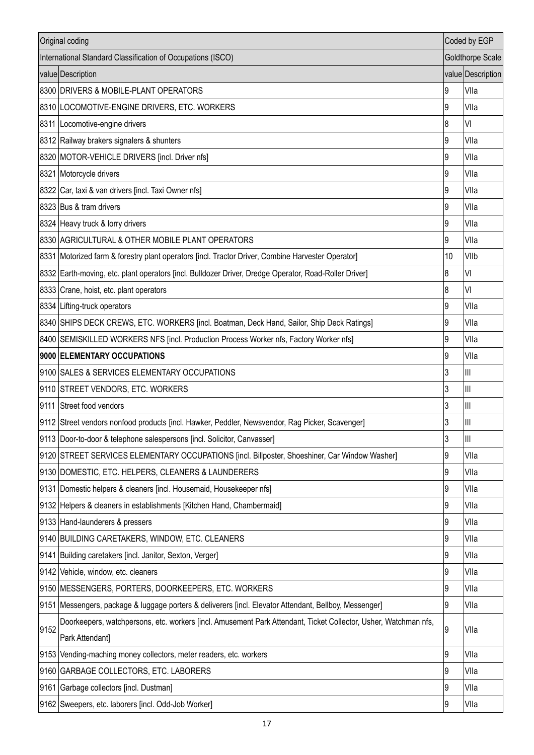| Original coding | | Coded by EGP | |
|---|---|---|---|
| International Standard Classification of Occupations (ISCO) | | Goldthorpe Scale | |
| value | Description | value | Description |
| 8300 | DRIVERS & MOBILE-PLANT OPERATORS | 9 | VIIa |
| 8310 | LOCOMOTIVE-ENGINE DRIVERS, ETC. WORKERS | 9 | VIIa |
| 8311 | Locomotive-engine drivers | 8 | VI |
| 8312 | Railway brakers signalers & shunters | 9 | VIIa |
| 8320 | MOTOR-VEHICLE DRIVERS [incl. Driver nfs] | 9 | VIIa |
| 8321 | Motorcycle drivers | 9 | VIIa |
| 8322 | Car, taxi & van drivers [incl. Taxi Owner nfs] | 9 | VIIa |
| 8323 | Bus & tram drivers | 9 | VIIa |
| 8324 | Heavy truck & lorry drivers | 9 | VIIa |
| 8330 | AGRICULTURAL & OTHER MOBILE PLANT OPERATORS | 9 | VIIa |
| 8331 | Motorized farm & forestry plant operators [incl. Tractor Driver, Combine Harvester Operator] | 10 | VIIb |
| 8332 | Earth-moving, etc. plant operators [incl. Bulldozer Driver, Dredge Operator, Road-Roller Driver] | 8 | VI |
| 8333 | Crane, hoist, etc. plant operators | 8 | VI |
| 8334 | Lifting-truck operators | 9 | VIIa |
| 8340 | SHIPS DECK CREWS, ETC. WORKERS [incl. Boatman, Deck Hand, Sailor, Ship Deck Ratings] | 9 | VIIa |
| 8400 | SEMISKILLED WORKERS NFS [incl. Production Process Worker nfs, Factory Worker nfs] | 9 | VIIa |
| **9000** | **ELEMENTARY OCCUPATIONS** | 9 | VIIa |
| 9100 | SALES & SERVICES ELEMENTARY OCCUPATIONS | 3 | III |
| 9110 | STREET VENDORS, ETC. WORKERS | 3 | III |
| 9111 | Street food vendors | 3 | III |
| 9112 | Street vendors nonfood products [incl. Hawker, Peddler, Newsvendor, Rag Picker, Scavenger] | 3 | III |
| 9113 | Door-to-door & telephone salespersons [incl. Solicitor, Canvasser] | 3 | III |
| 9120 | STREET SERVICES ELEMENTARY OCCUPATIONS [incl. Billposter, Shoeshiner, Car Window Washer] | 9 | VIIa |
| 9130 | DOMESTIC, ETC. HELPERS, CLEANERS & LAUNDERERS | 9 | VIIa |
| 9131 | Domestic helpers & cleaners [incl. Housemaid, Housekeeper nfs] | 9 | VIIa |
| 9132 | Helpers & cleaners in establishments [Kitchen Hand, Chambermaid] | 9 | VIIa |
| 9133 | Hand-launderers & pressers | 9 | VIIa |
| 9140 | BUILDING CARETAKERS, WINDOW, ETC. CLEANERS | 9 | VIIa |
| 9141 | Building caretakers [incl. Janitor, Sexton, Verger] | 9 | VIIa |
| 9142 | Vehicle, window, etc. cleaners | 9 | VIIa |
| 9150 | MESSENGERS, PORTERS, DOORKEEPERS, ETC. WORKERS | 9 | VIIa |
| 9151 | Messengers, package & luggage porters & deliverers [incl. Elevator Attendant, Bellboy, Messenger] | 9 | VIIa |
| 9152 | Doorkeepers, watchpersons, etc. workers [incl. Amusement Park Attendant, Ticket Collector, Usher, Watchman nfs, Park Attendant] | 9 | VIIa |
| 9153 | Vending-maching money collectors, meter readers, etc. workers | 9 | VIIa |
| 9160 | GARBAGE COLLECTORS, ETC. LABORERS | 9 | VIIa |
| 9161 | Garbage collectors [incl. Dustman] | 9 | VIIa |
| 9162 | Sweepers, etc. laborers [incl. Odd-Job Worker] | 9 | VIIa |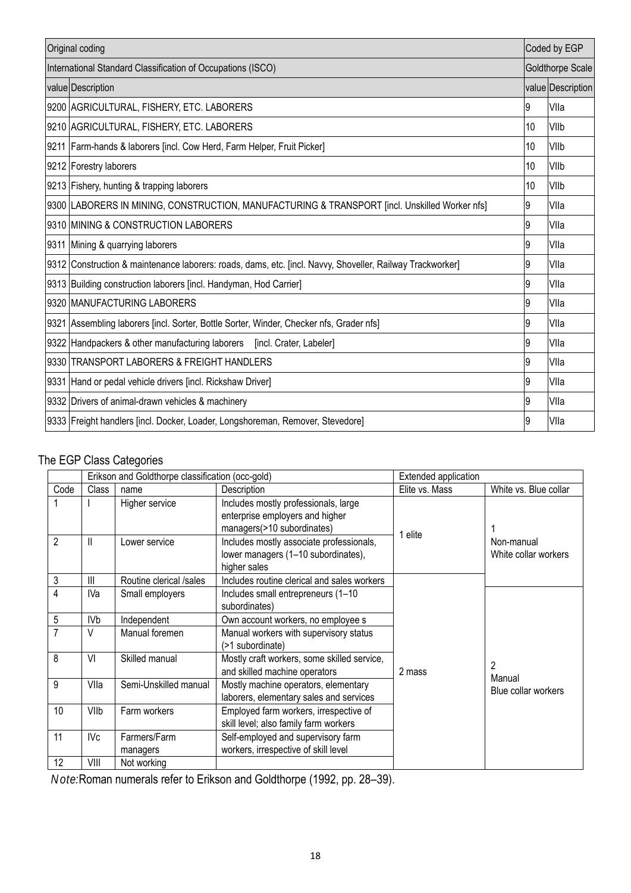| Original coding | | Coded by EGP | |
|---|---|---|---|
| International Standard Classification of Occupations (ISCO) | | Goldthorpe Scale | |
| value | Description | value | Description |
| 9200 | AGRICULTURAL, FISHERY, ETC. LABORERS | 9 | VIIa |
| 9210 | AGRICULTURAL, FISHERY, ETC. LABORERS | 10 | VIIb |
| 9211 | Farm-hands & laborers [incl. Cow Herd, Farm Helper, Fruit Picker] | 10 | VIIb |
| 9212 | Forestry laborers | 10 | VIIb |
| 9213 | Fishery, hunting & trapping laborers | 10 | VIIb |
| 9300 | LABORERS IN MINING, CONSTRUCTION, MANUFACTURING & TRANSPORT [incl. Unskilled Worker nfs] | 9 | VIIa |
| 9310 | MINING & CONSTRUCTION LABORERS | 9 | VIIa |
| 9311 | Mining & quarrying laborers | 9 | VIIa |
| 9312 | Construction & maintenance laborers: roads, dams, etc. [incl. Navvy, Shoveller, Railway Trackworker] | 9 | VIIa |
| 9313 | Building construction laborers [incl. Handyman, Hod Carrier] | 9 | VIIa |
| 9320 | MANUFACTURING LABORERS | 9 | VIIa |
| 9321 | Assembling laborers [incl. Sorter, Bottle Sorter, Winder, Checker nfs, Grader nfs] | 9 | VIIa |
| 9322 | Handpackers & other manufacturing laborers [incl. Crater, Labeler] | 9 | VIIa |
| 9330 | TRANSPORT LABORERS & FREIGHT HANDLERS | 9 | VIIa |
| 9331 | Hand or pedal vehicle drivers [incl. Rickshaw Driver] | 9 | VIIa |
| 9332 | Drivers of animal-drawn vehicles & machinery | 9 | VIIa |
| 9333 | Freight handlers [incl. Docker, Loader, Longshoreman, Remover, Stevedore] | 9 | VIIa |

## The EGP Class Categories

| | Erikson and Goldthorpe classification (occ-gold) | | | Extended application | |
|---|---|---|---|---|---|
| Code | Class | name | Description | Elite vs. Mass | White vs. Blue collar |
| 1 | I | Higher service | Includes mostly professionals, large enterprise employers and higher managers(>10 subordinates) | 1 elite | 1 Non-manual White collar workers |
| 2 | II | Lower service | Includes mostly associate professionals, lower managers (1–10 subordinates), higher sales | | |
| 3 | III | Routine clerical /sales | Includes routine clerical and sales workers | 2 mass | |
| 4 | IVa | Small employers | Includes small entrepreneurs (1–10 subordinates) | | 2 Manual Blue collar workers |
| 5 | IVb | Independent | Own account workers, no employee s | | |
| 7 | V | Manual foremen | Manual workers with supervisory status (>1 subordinate) | | |
| 8 | VI | Skilled manual | Mostly craft workers, some skilled service, and skilled machine operators | | |
| 9 | VIIa | Semi-Unskilled manual | Mostly machine operators, elementary laborers, elementary sales and services | | |
| 10 | VIIb | Farm workers | Employed farm workers, irrespective of skill level; also family farm workers | | |
| 11 | IVc | Farmers/Farm managers | Self-employed and supervisory farm workers, irrespective of skill level | | |
| 12 | VIII | Not working | | | |

*Note:* Roman numerals refer to Erikson and Goldthorpe (1992, pp. 28–39).